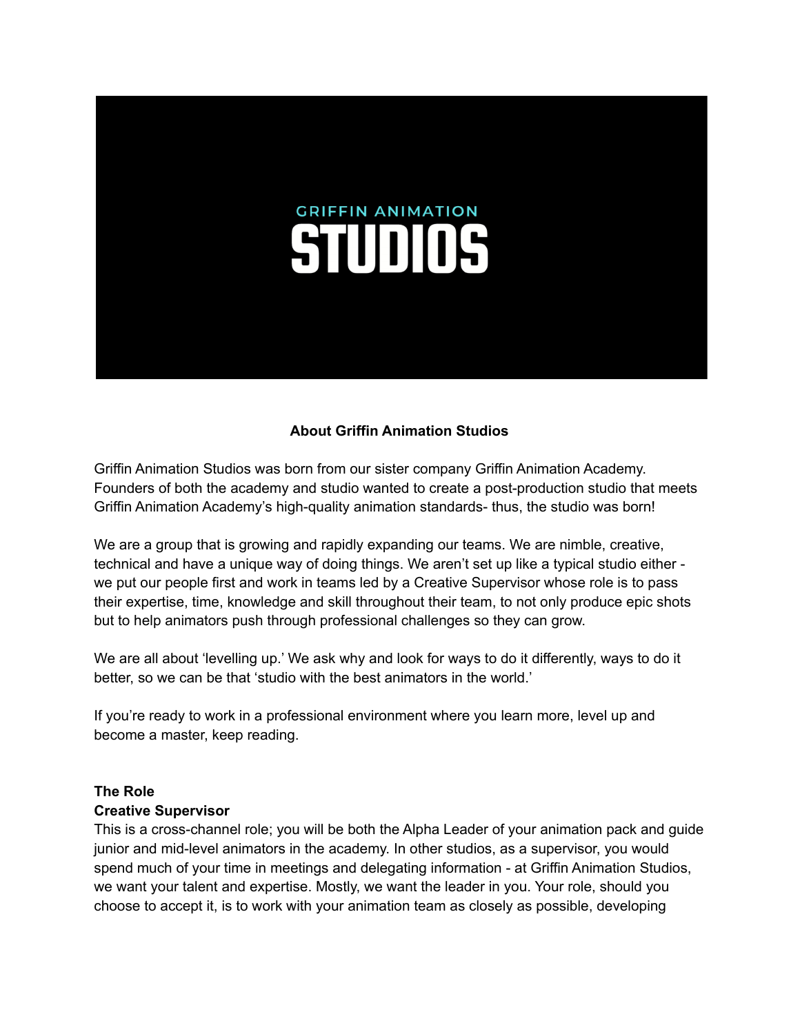GRIFFIN ANIMATION

STUDIOS

## About Griffin Animation Studios

Griffin Animation Studios was born from our sister company Griffin Animation Academy. Founders of both the academy and studio wanted to create a post-production studio that meets Griffin Animation Academy's high-quality animation standards- thus, the studio was born!

We are a group that is growing and rapidly expanding our teams. We are nimble, creative, technical and have a unique way of doing things. We aren't set up like a typical studio either - we put our people first and work in teams led by a Creative Supervisor whose role is to pass their expertise, time, knowledge and skill throughout their team, to not only produce epic shots but to help animators push through professional challenges so they can grow.

We are all about 'levelling up.' We ask why and look for ways to do it differently, ways to do it better, so we can be that 'studio with the best animators in the world.'

If you're ready to work in a professional environment where you learn more, level up and become a master, keep reading.

**The Role**

**Creative Supervisor**

This is a cross-channel role; you will be both the Alpha Leader of your animation pack and guide junior and mid-level animators in the academy. In other studios, as a supervisor, you would spend much of your time in meetings and delegating information - at Griffin Animation Studios, we want your talent and expertise. Mostly, we want the leader in you. Your role, should you choose to accept it, is to work with your animation team as closely as possible, developing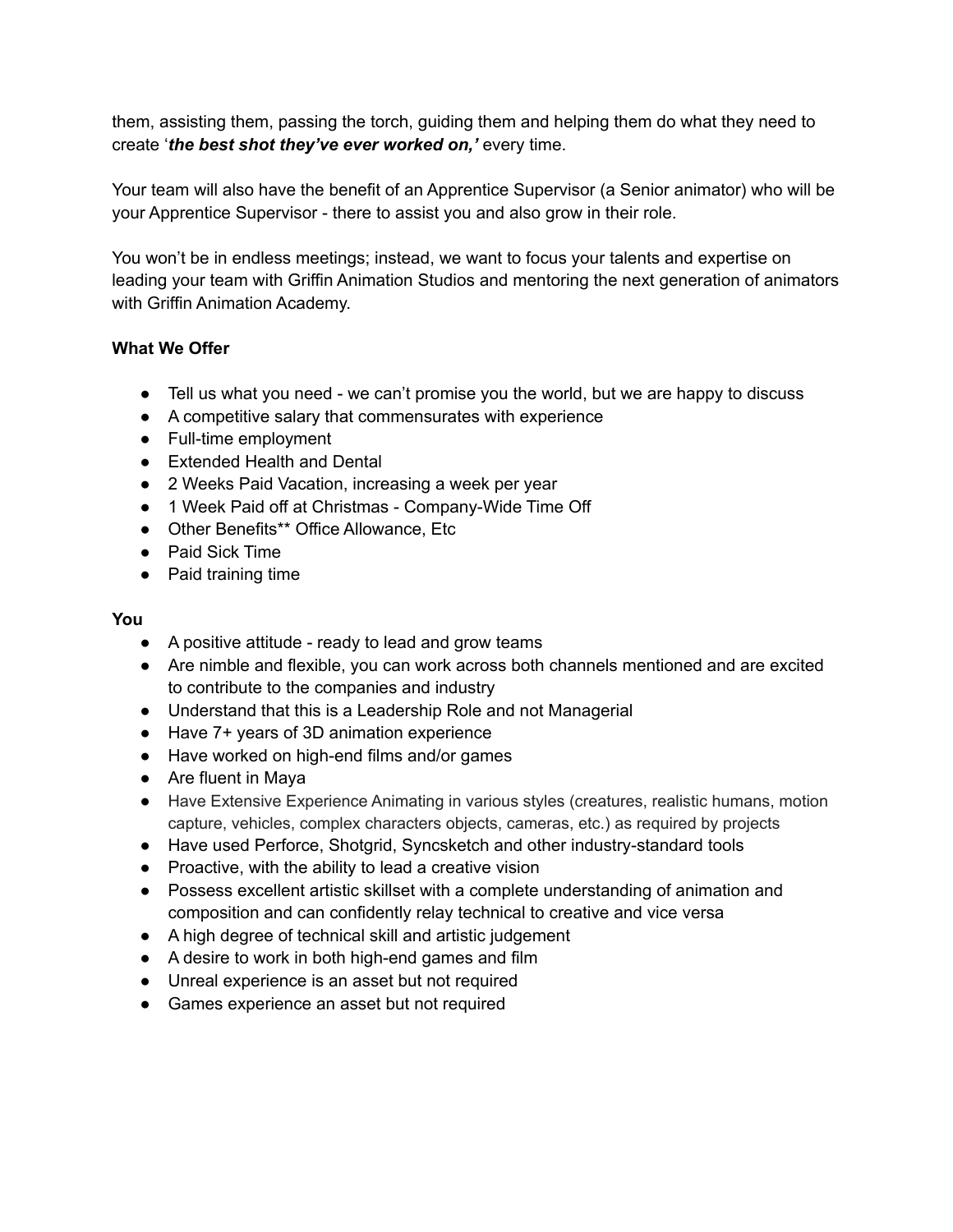them, assisting them, passing the torch, guiding them and helping them do what they need to create '***the best shot they've ever worked on,'*** every time.

Your team will also have the benefit of an Apprentice Supervisor (a Senior animator) who will be your Apprentice Supervisor - there to assist you and also grow in their role.

You won't be in endless meetings; instead, we want to focus your talents and expertise on leading your team with Griffin Animation Studios and mentoring the next generation of animators with Griffin Animation Academy.

**What We Offer**

- Tell us what you need - we can't promise you the world, but we are happy to discuss
- A competitive salary that commensurates with experience
- Full-time employment
- Extended Health and Dental
- 2 Weeks Paid Vacation, increasing a week per year
- 1 Week Paid off at Christmas - Company-Wide Time Off
- Other Benefits** Office Allowance, Etc
- Paid Sick Time
- Paid training time

**You**

- A positive attitude - ready to lead and grow teams
- Are nimble and flexible, you can work across both channels mentioned and are excited to contribute to the companies and industry
- Understand that this is a Leadership Role and not Managerial
- Have 7+ years of 3D animation experience
- Have worked on high-end films and/or games
- Are fluent in Maya
- Have Extensive Experience Animating in various styles (creatures, realistic humans, motion capture, vehicles, complex characters objects, cameras, etc.) as required by projects
- Have used Perforce, Shotgrid, Syncsketch and other industry-standard tools
- Proactive, with the ability to lead a creative vision
- Possess excellent artistic skillset with a complete understanding of animation and composition and can confidently relay technical to creative and vice versa
- A high degree of technical skill and artistic judgement
- A desire to work in both high-end games and film
- Unreal experience is an asset but not required
- Games experience an asset but not required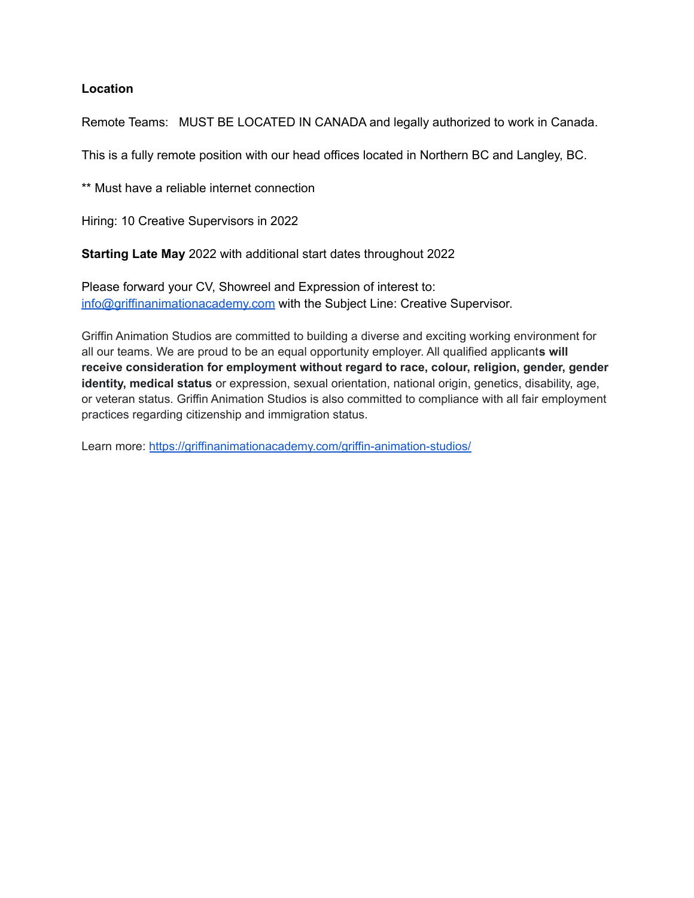**Location**

Remote Teams: MUST BE LOCATED IN CANADA and legally authorized to work in Canada.

This is a fully remote position with our head offices located in Northern BC and Langley, BC.

** Must have a reliable internet connection

Hiring: 10 Creative Supervisors in 2022

**Starting Late May** 2022 with additional start dates throughout 2022

Please forward your CV, Showreel and Expression of interest to: [info@griffinanimationacademy.com](mailto:info@griffinanimationacademy.com) with the Subject Line: Creative Supervisor.

Griffin Animation Studios are committed to building a diverse and exciting working environment for all our teams. We are proud to be an equal opportunity employer. All qualified applicant**s will receive consideration for employment without regard to race, colour, religion, gender, gender identity, medical status** or expression, sexual orientation, national origin, genetics, disability, age, or veteran status. Griffin Animation Studios is also committed to compliance with all fair employment practices regarding citizenship and immigration status.

Learn more: [https://griffinanimationacademy.com/griffin-animation-studios/](https://griffinanimationacademy.com/griffin-animation-studios/)